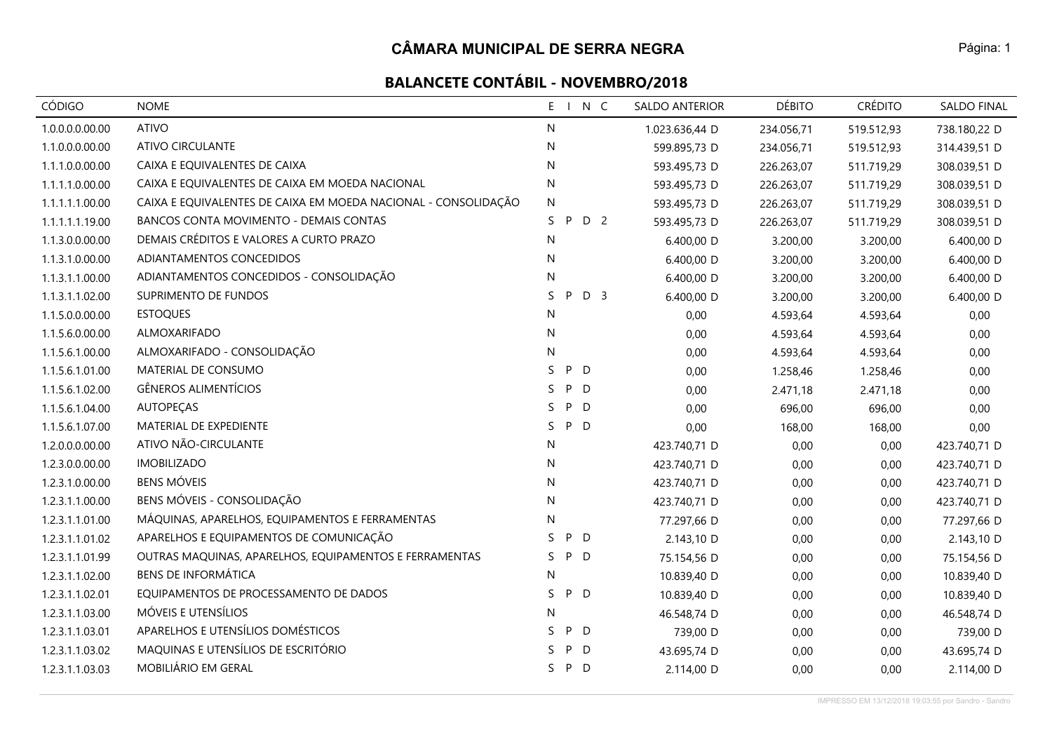# CÂMARA MUNICIPAL DE SERRA NEGRA

## BALANCETE CONTÁBIL - NOVEMBRO/2018

| CÓDIGO | NOME | E | I | N | C | SALDO ANTERIOR | DÉBITO | CRÉDITO | SALDO FINAL |
|---|---|---|---|---|---|---|---|---|---|
| 1.0.0.0.0.00.00 | ATIVO | N | | | | 1.023.636,44 D | 234.056,71 | 519.512,93 | 738.180,22 D |
| 1.1.0.0.0.00.00 | ATIVO CIRCULANTE | N | | | | 599.895,73 D | 234.056,71 | 519.512,93 | 314.439,51 D |
| 1.1.1.0.0.00.00 | CAIXA E EQUIVALENTES DE CAIXA | N | | | | 593.495,73 D | 226.263,07 | 511.719,29 | 308.039,51 D |
| 1.1.1.1.0.00.00 | CAIXA E EQUIVALENTES DE CAIXA EM MOEDA NACIONAL | N | | | | 593.495,73 D | 226.263,07 | 511.719,29 | 308.039,51 D |
| 1.1.1.1.1.00.00 | CAIXA E EQUIVALENTES DE CAIXA EM MOEDA NACIONAL - CONSOLIDAÇÃO | N | | | | 593.495,73 D | 226.263,07 | 511.719,29 | 308.039,51 D |
| 1.1.1.1.1.19.00 | BANCOS CONTA MOVIMENTO - DEMAIS CONTAS | S | P | D | 2 | 593.495,73 D | 226.263,07 | 511.719,29 | 308.039,51 D |
| 1.1.3.0.0.00.00 | DEMAIS CRÉDITOS E VALORES A CURTO PRAZO | N | | | | 6.400,00 D | 3.200,00 | 3.200,00 | 6.400,00 D |
| 1.1.3.1.0.00.00 | ADIANTAMENTOS CONCEDIDOS | N | | | | 6.400,00 D | 3.200,00 | 3.200,00 | 6.400,00 D |
| 1.1.3.1.1.00.00 | ADIANTAMENTOS CONCEDIDOS - CONSOLIDAÇÃO | N | | | | 6.400,00 D | 3.200,00 | 3.200,00 | 6.400,00 D |
| 1.1.3.1.1.02.00 | SUPRIMENTO DE FUNDOS | S | P | D | 3 | 6.400,00 D | 3.200,00 | 3.200,00 | 6.400,00 D |
| 1.1.5.0.0.00.00 | ESTOQUES | N | | | | 0,00 | 4.593,64 | 4.593,64 | 0,00 |
| 1.1.5.6.0.00.00 | ALMOXARIFADO | N | | | | 0,00 | 4.593,64 | 4.593,64 | 0,00 |
| 1.1.5.6.1.00.00 | ALMOXARIFADO - CONSOLIDAÇÃO | N | | | | 0,00 | 4.593,64 | 4.593,64 | 0,00 |
| 1.1.5.6.1.01.00 | MATERIAL DE CONSUMO | S | P | D | | 0,00 | 1.258,46 | 1.258,46 | 0,00 |
| 1.1.5.6.1.02.00 | GÊNEROS ALIMENTÍCIOS | S | P | D | | 0,00 | 2.471,18 | 2.471,18 | 0,00 |
| 1.1.5.6.1.04.00 | AUTOPEÇAS | S | P | D | | 0,00 | 696,00 | 696,00 | 0,00 |
| 1.1.5.6.1.07.00 | MATERIAL DE EXPEDIENTE | S | P | D | | 0,00 | 168,00 | 168,00 | 0,00 |
| 1.2.0.0.0.00.00 | ATIVO NÃO-CIRCULANTE | N | | | | 423.740,71 D | 0,00 | 0,00 | 423.740,71 D |
| 1.2.3.0.0.00.00 | IMOBILIZADO | N | | | | 423.740,71 D | 0,00 | 0,00 | 423.740,71 D |
| 1.2.3.1.0.00.00 | BENS MÓVEIS | N | | | | 423.740,71 D | 0,00 | 0,00 | 423.740,71 D |
| 1.2.3.1.1.00.00 | BENS MÓVEIS - CONSOLIDAÇÃO | N | | | | 423.740,71 D | 0,00 | 0,00 | 423.740,71 D |
| 1.2.3.1.1.01.00 | MÁQUINAS, APARELHOS, EQUIPAMENTOS E FERRAMENTAS | N | | | | 77.297,66 D | 0,00 | 0,00 | 77.297,66 D |
| 1.2.3.1.1.01.02 | APARELHOS E EQUIPAMENTOS DE COMUNICAÇÃO | S | P | D | | 2.143,10 D | 0,00 | 0,00 | 2.143,10 D |
| 1.2.3.1.1.01.99 | OUTRAS MAQUINAS, APARELHOS, EQUIPAMENTOS E FERRAMENTAS | S | P | D | | 75.154,56 D | 0,00 | 0,00 | 75.154,56 D |
| 1.2.3.1.1.02.00 | BENS DE INFORMÁTICA | N | | | | 10.839,40 D | 0,00 | 0,00 | 10.839,40 D |
| 1.2.3.1.1.02.01 | EQUIPAMENTOS DE PROCESSAMENTO DE DADOS | S | P | D | | 10.839,40 D | 0,00 | 0,00 | 10.839,40 D |
| 1.2.3.1.1.03.00 | MÓVEIS E UTENSÍLIOS | N | | | | 46.548,74 D | 0,00 | 0,00 | 46.548,74 D |
| 1.2.3.1.1.03.01 | APARELHOS E UTENSÍLIOS DOMÉSTICOS | S | P | D | | 739,00 D | 0,00 | 0,00 | 739,00 D |
| 1.2.3.1.1.03.02 | MAQUINAS E UTENSÍLIOS DE ESCRITÓRIO | S | P | D | | 43.695,74 D | 0,00 | 0,00 | 43.695,74 D |
| 1.2.3.1.1.03.03 | MOBILIÁRIO EM GERAL | S | P | D | | 2.114,00 D | 0,00 | 0,00 | 2.114,00 D |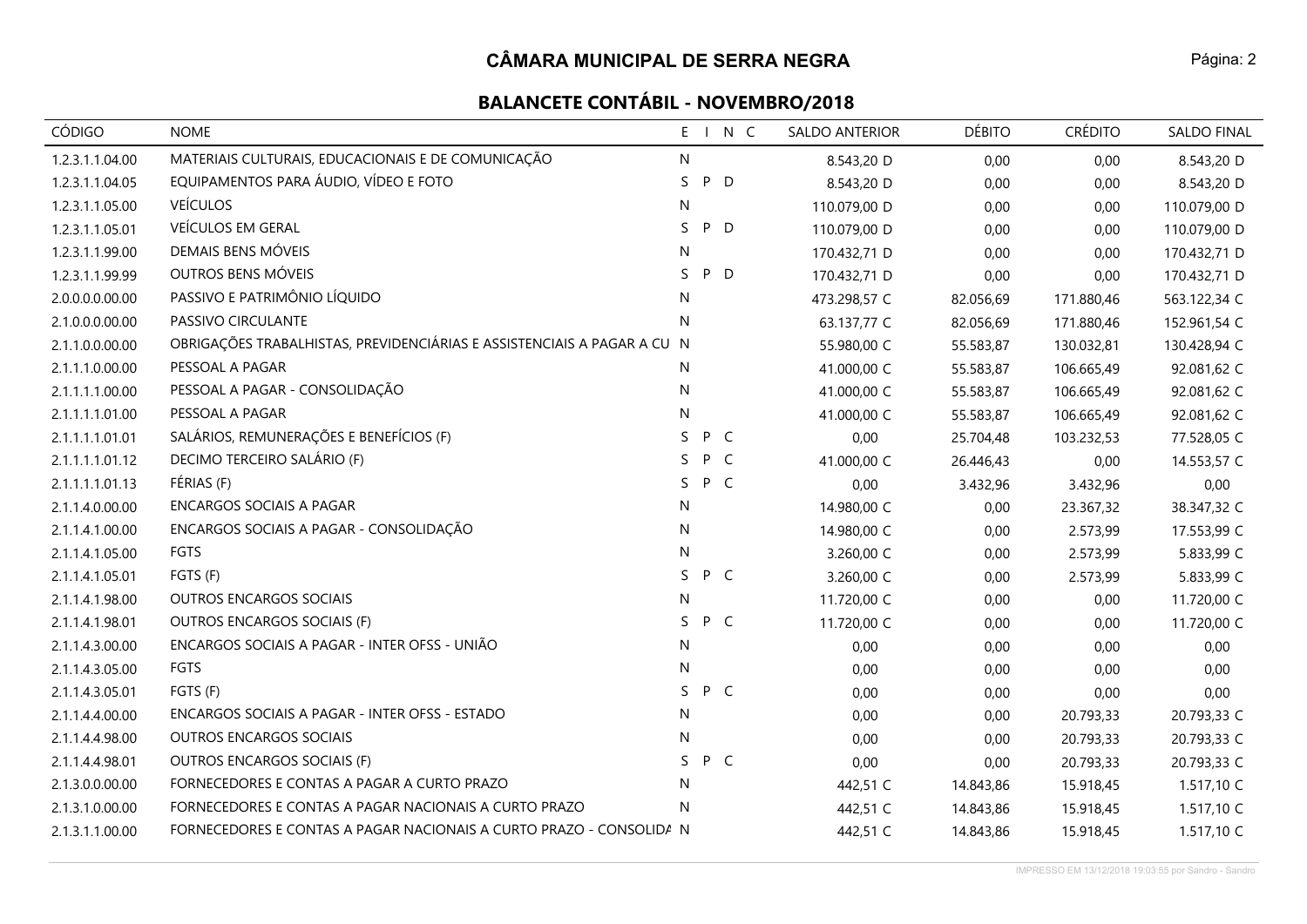## CÂMARA MUNICIPAL DE SERRA NEGRA

### BALANCETE CONTÁBIL - NOVEMBRO/2018

| CÓDIGO | NOME | E | I | N | C | SALDO ANTERIOR | DÉBITO | CRÉDITO | SALDO FINAL |
|---|---|---|---|---|---|---|---|---|---|
| 1.2.3.1.1.04.00 | MATERIAIS CULTURAIS, EDUCACIONAIS E DE COMUNICAÇÃO | N | | | | 8.543,20 D | 0,00 | 0,00 | 8.543,20 D |
| 1.2.3.1.1.04.05 | EQUIPAMENTOS PARA ÁUDIO, VÍDEO E FOTO | S | P | D | | 8.543,20 D | 0,00 | 0,00 | 8.543,20 D |
| 1.2.3.1.1.05.00 | VEÍCULOS | N | | | | 110.079,00 D | 0,00 | 0,00 | 110.079,00 D |
| 1.2.3.1.1.05.01 | VEÍCULOS EM GERAL | S | P | D | | 110.079,00 D | 0,00 | 0,00 | 110.079,00 D |
| 1.2.3.1.1.99.00 | DEMAIS BENS MÓVEIS | N | | | | 170.432,71 D | 0,00 | 0,00 | 170.432,71 D |
| 1.2.3.1.1.99.99 | OUTROS BENS MÓVEIS | S | P | D | | 170.432,71 D | 0,00 | 0,00 | 170.432,71 D |
| 2.0.0.0.0.00.00 | PASSIVO E PATRIMÔNIO LÍQUIDO | N | | | | 473.298,57 C | 82.056,69 | 171.880,46 | 563.122,34 C |
| 2.1.0.0.0.00.00 | PASSIVO CIRCULANTE | N | | | | 63.137,77 C | 82.056,69 | 171.880,46 | 152.961,54 C |
| 2.1.1.0.0.00.00 | OBRIGAÇÕES TRABALHISTAS, PREVIDENCIÁRIAS E ASSISTENCIAIS A PAGAR A CU | N | | | | 55.980,00 C | 55.583,87 | 130.032,81 | 130.428,94 C |
| 2.1.1.1.0.00.00 | PESSOAL A PAGAR | N | | | | 41.000,00 C | 55.583,87 | 106.665,49 | 92.081,62 C |
| 2.1.1.1.1.00.00 | PESSOAL A PAGAR - CONSOLIDAÇÃO | N | | | | 41.000,00 C | 55.583,87 | 106.665,49 | 92.081,62 C |
| 2.1.1.1.1.01.00 | PESSOAL A PAGAR | N | | | | 41.000,00 C | 55.583,87 | 106.665,49 | 92.081,62 C |
| 2.1.1.1.1.01.01 | SALÁRIOS, REMUNERAÇÕES E BENEFÍCIOS (F) | S | P | C | | 0,00 | 25.704,48 | 103.232,53 | 77.528,05 C |
| 2.1.1.1.1.01.12 | DECIMO TERCEIRO SALÁRIO (F) | S | P | C | | 41.000,00 C | 26.446,43 | 0,00 | 14.553,57 C |
| 2.1.1.1.1.01.13 | FÉRIAS (F) | S | P | C | | 0,00 | 3.432,96 | 3.432,96 | 0,00 |
| 2.1.1.4.0.00.00 | ENCARGOS SOCIAIS A PAGAR | N | | | | 14.980,00 C | 0,00 | 23.367,32 | 38.347,32 C |
| 2.1.1.4.1.00.00 | ENCARGOS SOCIAIS A PAGAR - CONSOLIDAÇÃO | N | | | | 14.980,00 C | 0,00 | 2.573,99 | 17.553,99 C |
| 2.1.1.4.1.05.00 | FGTS | N | | | | 3.260,00 C | 0,00 | 2.573,99 | 5.833,99 C |
| 2.1.1.4.1.05.01 | FGTS (F) | S | P | C | | 3.260,00 C | 0,00 | 2.573,99 | 5.833,99 C |
| 2.1.1.4.1.98.00 | OUTROS ENCARGOS SOCIAIS | N | | | | 11.720,00 C | 0,00 | 0,00 | 11.720,00 C |
| 2.1.1.4.1.98.01 | OUTROS ENCARGOS SOCIAIS (F) | S | P | C | | 11.720,00 C | 0,00 | 0,00 | 11.720,00 C |
| 2.1.1.4.3.00.00 | ENCARGOS SOCIAIS A PAGAR - INTER OFSS - UNIÃO | N | | | | 0,00 | 0,00 | 0,00 | 0,00 |
| 2.1.1.4.3.05.00 | FGTS | N | | | | 0,00 | 0,00 | 0,00 | 0,00 |
| 2.1.1.4.3.05.01 | FGTS (F) | S | P | C | | 0,00 | 0,00 | 0,00 | 0,00 |
| 2.1.1.4.4.00.00 | ENCARGOS SOCIAIS A PAGAR - INTER OFSS - ESTADO | N | | | | 0,00 | 0,00 | 20.793,33 | 20.793,33 C |
| 2.1.1.4.4.98.00 | OUTROS ENCARGOS SOCIAIS | N | | | | 0,00 | 0,00 | 20.793,33 | 20.793,33 C |
| 2.1.1.4.4.98.01 | OUTROS ENCARGOS SOCIAIS (F) | S | P | C | | 0,00 | 0,00 | 20.793,33 | 20.793,33 C |
| 2.1.3.0.0.00.00 | FORNECEDORES E CONTAS A PAGAR A CURTO PRAZO | N | | | | 442,51 C | 14.843,86 | 15.918,45 | 1.517,10 C |
| 2.1.3.1.0.00.00 | FORNECEDORES E CONTAS A PAGAR NACIONAIS A CURTO PRAZO | N | | | | 442,51 C | 14.843,86 | 15.918,45 | 1.517,10 C |
| 2.1.3.1.1.00.00 | FORNECEDORES E CONTAS A PAGAR NACIONAIS A CURTO PRAZO - CONSOLIDA | N | | | | 442,51 C | 14.843,86 | 15.918,45 | 1.517,10 C |

IMPRESSO EM 13/12/2018 19:03:55 por Sandro - Sandro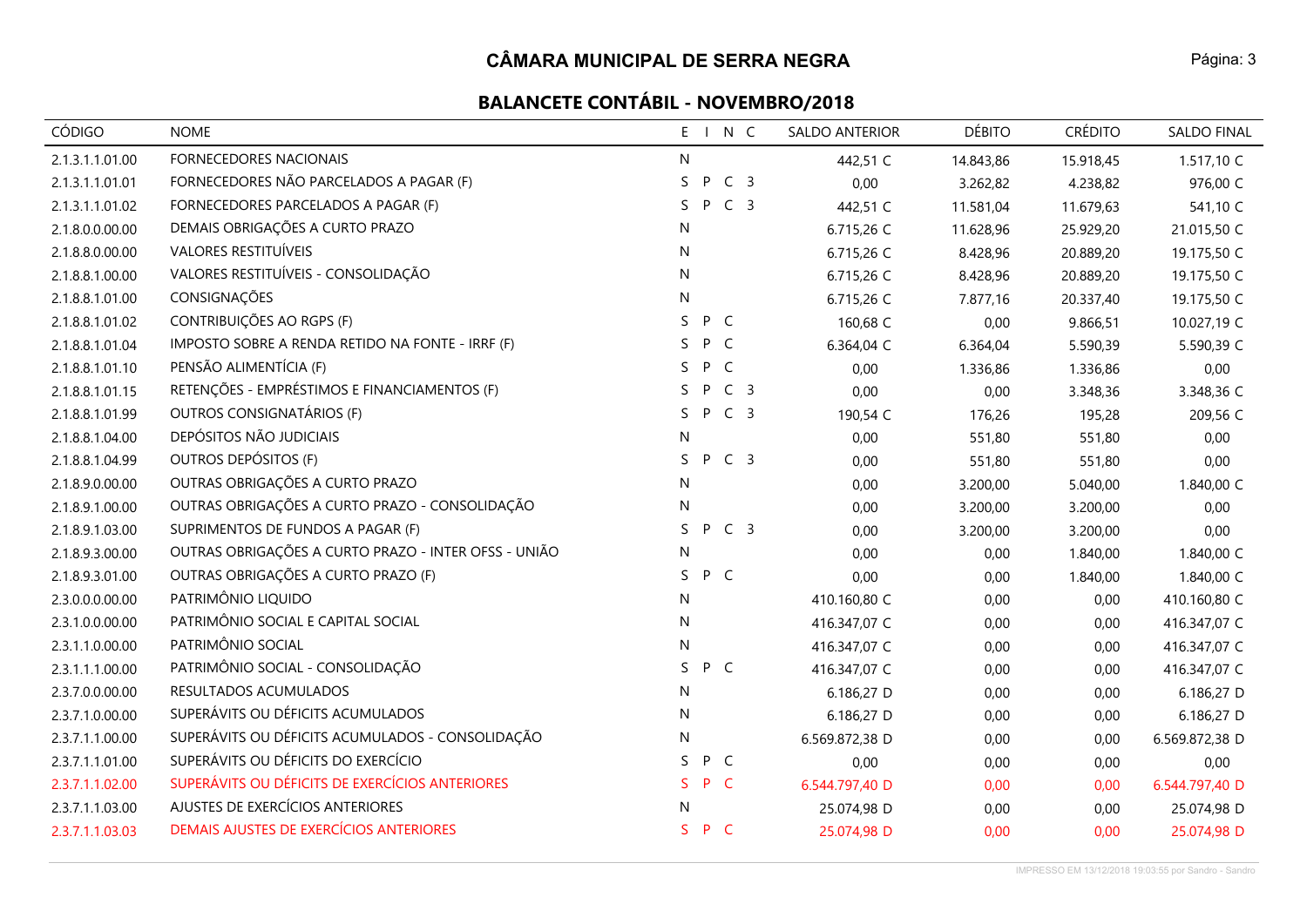# CÂMARA MUNICIPAL DE SERRA NEGRA

## BALANCETE CONTÁBIL - NOVEMBRO/2018

| CÓDIGO | NOME | E | I | N | C | SALDO ANTERIOR | DÉBITO | CRÉDITO | SALDO FINAL |
|---|---|---|---|---|---|---|---|---|---|
| 2.1.3.1.1.01.00 | FORNECEDORES NACIONAIS | N | | | | 442,51 C | 14.843,86 | 15.918,45 | 1.517,10 C |
| 2.1.3.1.1.01.01 | FORNECEDORES NÃO PARCELADOS A PAGAR (F) | S | P | C | 3 | 0,00 | 3.262,82 | 4.238,82 | 976,00 C |
| 2.1.3.1.1.01.02 | FORNECEDORES PARCELADOS A PAGAR (F) | S | P | C | 3 | 442,51 C | 11.581,04 | 11.679,63 | 541,10 C |
| 2.1.8.0.0.00.00 | DEMAIS OBRIGAÇÕES A CURTO PRAZO | N | | | | 6.715,26 C | 11.628,96 | 25.929,20 | 21.015,50 C |
| 2.1.8.8.0.00.00 | VALORES RESTITUÍVEIS | N | | | | 6.715,26 C | 8.428,96 | 20.889,20 | 19.175,50 C |
| 2.1.8.8.1.00.00 | VALORES RESTITUÍVEIS - CONSOLIDAÇÃO | N | | | | 6.715,26 C | 8.428,96 | 20.889,20 | 19.175,50 C |
| 2.1.8.8.1.01.00 | CONSIGNAÇÕES | N | | | | 6.715,26 C | 7.877,16 | 20.337,40 | 19.175,50 C |
| 2.1.8.8.1.01.02 | CONTRIBUIÇÕES AO RGPS (F) | S | P | C | | 160,68 C | 0,00 | 9.866,51 | 10.027,19 C |
| 2.1.8.8.1.01.04 | IMPOSTO SOBRE A RENDA RETIDO NA FONTE - IRRF (F) | S | P | C | | 6.364,04 C | 6.364,04 | 5.590,39 | 5.590,39 C |
| 2.1.8.8.1.01.10 | PENSÃO ALIMENTÍCIA (F) | S | P | C | | 0,00 | 1.336,86 | 1.336,86 | 0,00 |
| 2.1.8.8.1.01.15 | RETENÇÕES - EMPRÉSTIMOS E FINANCIAMENTOS (F) | S | P | C | 3 | 0,00 | 0,00 | 3.348,36 | 3.348,36 C |
| 2.1.8.8.1.01.99 | OUTROS CONSIGNATÁRIOS (F) | S | P | C | 3 | 190,54 C | 176,26 | 195,28 | 209,56 C |
| 2.1.8.8.1.04.00 | DEPÓSITOS NÃO JUDICIAIS | N | | | | 0,00 | 551,80 | 551,80 | 0,00 |
| 2.1.8.8.1.04.99 | OUTROS DEPÓSITOS (F) | S | P | C | 3 | 0,00 | 551,80 | 551,80 | 0,00 |
| 2.1.8.9.0.00.00 | OUTRAS OBRIGAÇÕES A CURTO PRAZO | N | | | | 0,00 | 3.200,00 | 5.040,00 | 1.840,00 C |
| 2.1.8.9.1.00.00 | OUTRAS OBRIGAÇÕES A CURTO PRAZO - CONSOLIDAÇÃO | N | | | | 0,00 | 3.200,00 | 3.200,00 | 0,00 |
| 2.1.8.9.1.03.00 | SUPRIMENTOS DE FUNDOS A PAGAR (F) | S | P | C | 3 | 0,00 | 3.200,00 | 3.200,00 | 0,00 |
| 2.1.8.9.3.00.00 | OUTRAS OBRIGAÇÕES A CURTO PRAZO - INTER OFSS - UNIÃO | N | | | | 0,00 | 0,00 | 1.840,00 | 1.840,00 C |
| 2.1.8.9.3.01.00 | OUTRAS OBRIGAÇÕES A CURTO PRAZO (F) | S | P | C | | 0,00 | 0,00 | 1.840,00 | 1.840,00 C |
| 2.3.0.0.0.00.00 | PATRIMÔNIO LIQUIDO | N | | | | 410.160,80 C | 0,00 | 0,00 | 410.160,80 C |
| 2.3.1.0.0.00.00 | PATRIMÔNIO SOCIAL E CAPITAL SOCIAL | N | | | | 416.347,07 C | 0,00 | 0,00 | 416.347,07 C |
| 2.3.1.1.0.00.00 | PATRIMÔNIO SOCIAL | N | | | | 416.347,07 C | 0,00 | 0,00 | 416.347,07 C |
| 2.3.1.1.1.00.00 | PATRIMÔNIO SOCIAL - CONSOLIDAÇÃO | S | P | C | | 416.347,07 C | 0,00 | 0,00 | 416.347,07 C |
| 2.3.7.0.0.00.00 | RESULTADOS ACUMULADOS | N | | | | 6.186,27 D | 0,00 | 0,00 | 6.186,27 D |
| 2.3.7.1.0.00.00 | SUPERÁVITS OU DÉFICITS ACUMULADOS | N | | | | 6.186,27 D | 0,00 | 0,00 | 6.186,27 D |
| 2.3.7.1.1.00.00 | SUPERÁVITS OU DÉFICITS ACUMULADOS - CONSOLIDAÇÃO | N | | | | 6.569.872,38 D | 0,00 | 0,00 | 6.569.872,38 D |
| 2.3.7.1.1.01.00 | SUPERÁVITS OU DÉFICITS DO EXERCÍCIO | S | P | C | | 0,00 | 0,00 | 0,00 | 0,00 |
| 2.3.7.1.1.02.00 | SUPERÁVITS OU DÉFICITS DE EXERCÍCIOS ANTERIORES | S | P | C | | 6.544.797,40 D | 0,00 | 0,00 | 6.544.797,40 D |
| 2.3.7.1.1.03.00 | AJUSTES DE EXERCÍCIOS ANTERIORES | N | | | | 25.074,98 D | 0,00 | 0,00 | 25.074,98 D |
| 2.3.7.1.1.03.03 | DEMAIS AJUSTES DE EXERCÍCIOS ANTERIORES | S | P | C | | 25.074,98 D | 0,00 | 0,00 | 25.074,98 D |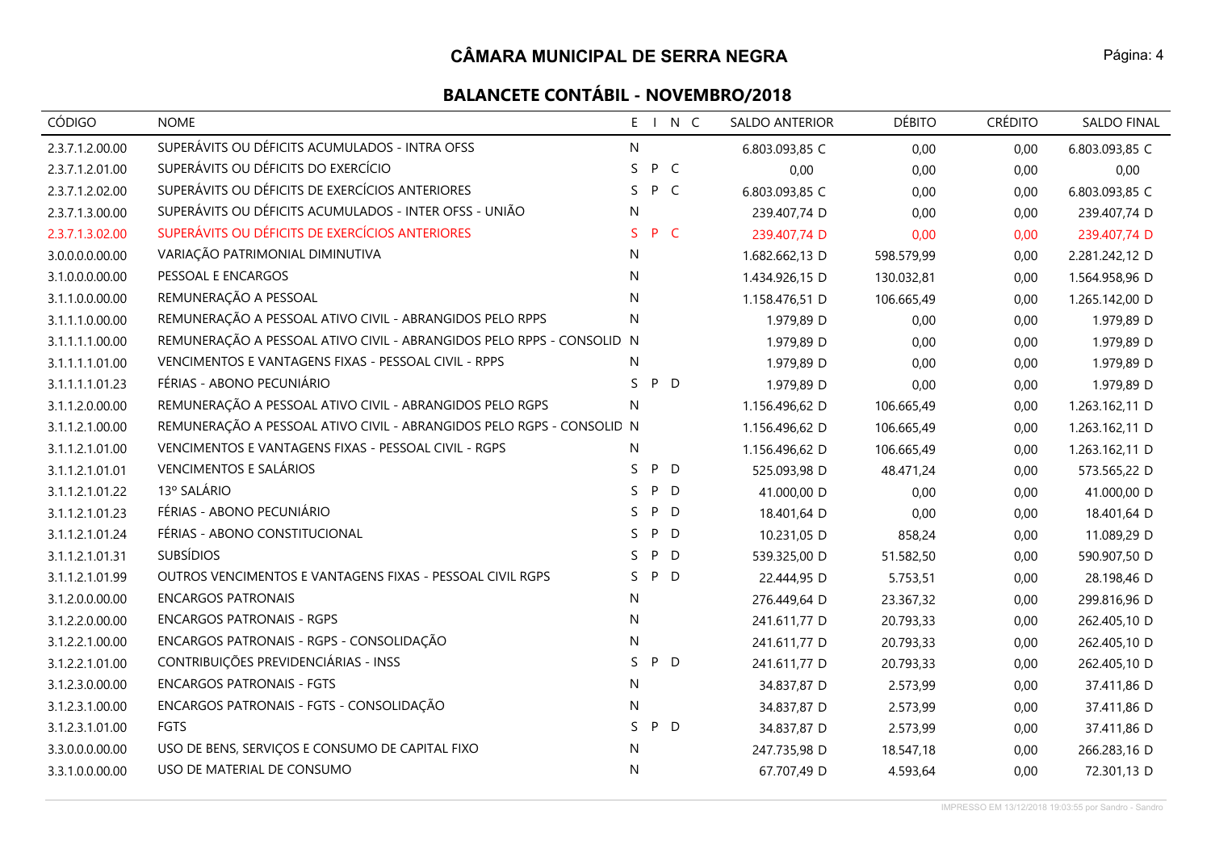# CÂMARA MUNICIPAL DE SERRA NEGRA

## BALANCETE CONTÁBIL - NOVEMBRO/2018

| CÓDIGO | NOME | E | I | N | C | SALDO ANTERIOR | DÉBITO | CRÉDITO | SALDO FINAL |
|---|---|---|---|---|---|---|---|---|---|
| 2.3.7.1.2.00.00 | SUPERÁVITS OU DÉFICITS ACUMULADOS - INTRA OFSS | N | | | | 6.803.093,85 C | 0,00 | 0,00 | 6.803.093,85 C |
| 2.3.7.1.2.01.00 | SUPERÁVITS OU DÉFICITS DO EXERCÍCIO | S | P | C | | 0,00 | 0,00 | 0,00 | 0,00 |
| 2.3.7.1.2.02.00 | SUPERÁVITS OU DÉFICITS DE EXERCÍCIOS ANTERIORES | S | P | C | | 6.803.093,85 C | 0,00 | 0,00 | 6.803.093,85 C |
| 2.3.7.1.3.00.00 | SUPERÁVITS OU DÉFICITS ACUMULADOS - INTER OFSS - UNIÃO | N | | | | 239.407,74 D | 0,00 | 0,00 | 239.407,74 D |
| 2.3.7.1.3.02.00 | SUPERÁVITS OU DÉFICITS DE EXERCÍCIOS ANTERIORES | S | P | C | | 239.407,74 D | 0,00 | 0,00 | 239.407,74 D |
| 3.0.0.0.0.00.00 | VARIAÇÃO PATRIMONIAL DIMINUTIVA | N | | | | 1.682.662,13 D | 598.579,99 | 0,00 | 2.281.242,12 D |
| 3.1.0.0.0.00.00 | PESSOAL E ENCARGOS | N | | | | 1.434.926,15 D | 130.032,81 | 0,00 | 1.564.958,96 D |
| 3.1.1.0.0.00.00 | REMUNERAÇÃO A PESSOAL | N | | | | 1.158.476,51 D | 106.665,49 | 0,00 | 1.265.142,00 D |
| 3.1.1.1.0.00.00 | REMUNERAÇÃO A PESSOAL ATIVO CIVIL - ABRANGIDOS PELO RPPS | N | | | | 1.979,89 D | 0,00 | 0,00 | 1.979,89 D |
| 3.1.1.1.1.00.00 | REMUNERAÇÃO A PESSOAL ATIVO CIVIL - ABRANGIDOS PELO RPPS - CONSOLID | N | | | | 1.979,89 D | 0,00 | 0,00 | 1.979,89 D |
| 3.1.1.1.1.01.00 | VENCIMENTOS E VANTAGENS FIXAS - PESSOAL CIVIL - RPPS | N | | | | 1.979,89 D | 0,00 | 0,00 | 1.979,89 D |
| 3.1.1.1.1.01.23 | FÉRIAS - ABONO PECUNIÁRIO | S | P | D | | 1.979,89 D | 0,00 | 0,00 | 1.979,89 D |
| 3.1.1.2.0.00.00 | REMUNERAÇÃO A PESSOAL ATIVO CIVIL - ABRANGIDOS PELO RGPS | N | | | | 1.156.496,62 D | 106.665,49 | 0,00 | 1.263.162,11 D |
| 3.1.1.2.1.00.00 | REMUNERAÇÃO A PESSOAL ATIVO CIVIL - ABRANGIDOS PELO RGPS - CONSOLID | N | | | | 1.156.496,62 D | 106.665,49 | 0,00 | 1.263.162,11 D |
| 3.1.1.2.1.01.00 | VENCIMENTOS E VANTAGENS FIXAS - PESSOAL CIVIL - RGPS | N | | | | 1.156.496,62 D | 106.665,49 | 0,00 | 1.263.162,11 D |
| 3.1.1.2.1.01.01 | VENCIMENTOS E SALÁRIOS | S | P | D | | 525.093,98 D | 48.471,24 | 0,00 | 573.565,22 D |
| 3.1.1.2.1.01.22 | 13º SALÁRIO | S | P | D | | 41.000,00 D | 0,00 | 0,00 | 41.000,00 D |
| 3.1.1.2.1.01.23 | FÉRIAS - ABONO PECUNIÁRIO | S | P | D | | 18.401,64 D | 0,00 | 0,00 | 18.401,64 D |
| 3.1.1.2.1.01.24 | FÉRIAS - ABONO CONSTITUCIONAL | S | P | D | | 10.231,05 D | 858,24 | 0,00 | 11.089,29 D |
| 3.1.1.2.1.01.31 | SUBSÍDIOS | S | P | D | | 539.325,00 D | 51.582,50 | 0,00 | 590.907,50 D |
| 3.1.1.2.1.01.99 | OUTROS VENCIMENTOS E VANTAGENS FIXAS - PESSOAL CIVIL RGPS | S | P | D | | 22.444,95 D | 5.753,51 | 0,00 | 28.198,46 D |
| 3.1.2.0.0.00.00 | ENCARGOS PATRONAIS | N | | | | 276.449,64 D | 23.367,32 | 0,00 | 299.816,96 D |
| 3.1.2.2.0.00.00 | ENCARGOS PATRONAIS - RGPS | N | | | | 241.611,77 D | 20.793,33 | 0,00 | 262.405,10 D |
| 3.1.2.2.1.00.00 | ENCARGOS PATRONAIS - RGPS - CONSOLIDAÇÃO | N | | | | 241.611,77 D | 20.793,33 | 0,00 | 262.405,10 D |
| 3.1.2.2.1.01.00 | CONTRIBUIÇÕES PREVIDENCIÁRIAS - INSS | S | P | D | | 241.611,77 D | 20.793,33 | 0,00 | 262.405,10 D |
| 3.1.2.3.0.00.00 | ENCARGOS PATRONAIS - FGTS | N | | | | 34.837,87 D | 2.573,99 | 0,00 | 37.411,86 D |
| 3.1.2.3.1.00.00 | ENCARGOS PATRONAIS - FGTS - CONSOLIDAÇÃO | N | | | | 34.837,87 D | 2.573,99 | 0,00 | 37.411,86 D |
| 3.1.2.3.1.01.00 | FGTS | S | P | D | | 34.837,87 D | 2.573,99 | 0,00 | 37.411,86 D |
| 3.3.0.0.0.00.00 | USO DE BENS, SERVIÇOS E CONSUMO DE CAPITAL FIXO | N | | | | 247.735,98 D | 18.547,18 | 0,00 | 266.283,16 D |
| 3.3.1.0.0.00.00 | USO DE MATERIAL DE CONSUMO | N | | | | 67.707,49 D | 4.593,64 | 0,00 | 72.301,13 D |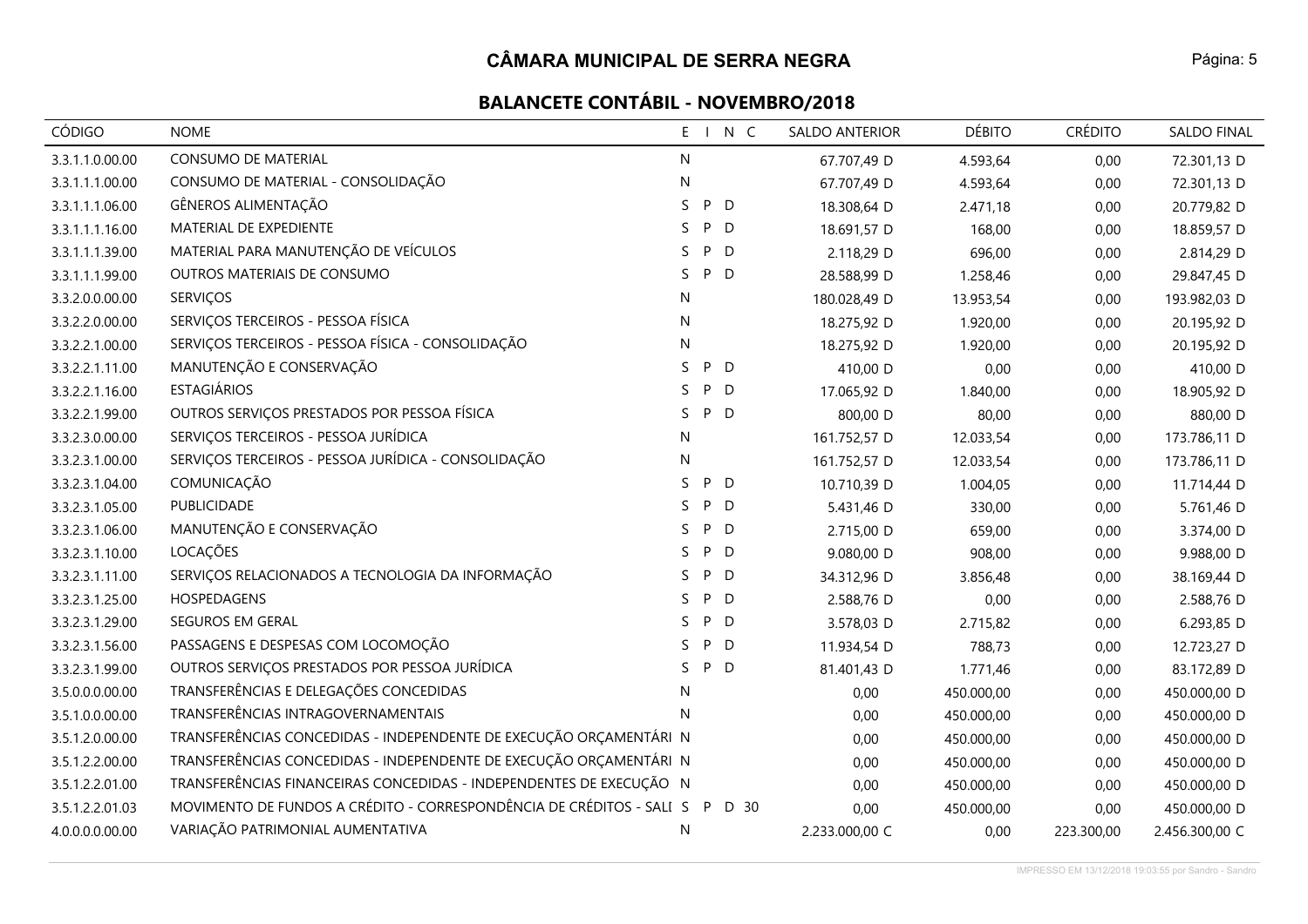# CÂMARA MUNICIPAL DE SERRA NEGRA

## BALANCETE CONTÁBIL - NOVEMBRO/2018

| CÓDIGO | NOME | E | I | N | C | SALDO ANTERIOR | DÉBITO | CRÉDITO | SALDO FINAL |
|---|---|---|---|---|---|---|---|---|---|
| 3.3.1.1.0.00.00 | CONSUMO DE MATERIAL | N | | | | 67.707,49 D | 4.593,64 | 0,00 | 72.301,13 D |
| 3.3.1.1.1.00.00 | CONSUMO DE MATERIAL - CONSOLIDAÇÃO | N | | | | 67.707,49 D | 4.593,64 | 0,00 | 72.301,13 D |
| 3.3.1.1.1.06.00 | GÊNEROS ALIMENTAÇÃO | S | P | D | | 18.308,64 D | 2.471,18 | 0,00 | 20.779,82 D |
| 3.3.1.1.1.16.00 | MATERIAL DE EXPEDIENTE | S | P | D | | 18.691,57 D | 168,00 | 0,00 | 18.859,57 D |
| 3.3.1.1.1.39.00 | MATERIAL PARA MANUTENÇÃO DE VEÍCULOS | S | P | D | | 2.118,29 D | 696,00 | 0,00 | 2.814,29 D |
| 3.3.1.1.1.99.00 | OUTROS MATERIAIS DE CONSUMO | S | P | D | | 28.588,99 D | 1.258,46 | 0,00 | 29.847,45 D |
| 3.3.2.0.0.00.00 | SERVIÇOS | N | | | | 180.028,49 D | 13.953,54 | 0,00 | 193.982,03 D |
| 3.3.2.2.0.00.00 | SERVIÇOS TERCEIROS - PESSOA FÍSICA | N | | | | 18.275,92 D | 1.920,00 | 0,00 | 20.195,92 D |
| 3.3.2.2.1.00.00 | SERVIÇOS TERCEIROS - PESSOA FÍSICA - CONSOLIDAÇÃO | N | | | | 18.275,92 D | 1.920,00 | 0,00 | 20.195,92 D |
| 3.3.2.2.1.11.00 | MANUTENÇÃO E CONSERVAÇÃO | S | P | D | | 410,00 D | 0,00 | 0,00 | 410,00 D |
| 3.3.2.2.1.16.00 | ESTAGIÁRIOS | S | P | D | | 17.065,92 D | 1.840,00 | 0,00 | 18.905,92 D |
| 3.3.2.2.1.99.00 | OUTROS SERVIÇOS PRESTADOS POR PESSOA FÍSICA | S | P | D | | 800,00 D | 80,00 | 0,00 | 880,00 D |
| 3.3.2.3.0.00.00 | SERVIÇOS TERCEIROS - PESSOA JURÍDICA | N | | | | 161.752,57 D | 12.033,54 | 0,00 | 173.786,11 D |
| 3.3.2.3.1.00.00 | SERVIÇOS TERCEIROS - PESSOA JURÍDICA - CONSOLIDAÇÃO | N | | | | 161.752,57 D | 12.033,54 | 0,00 | 173.786,11 D |
| 3.3.2.3.1.04.00 | COMUNICAÇÃO | S | P | D | | 10.710,39 D | 1.004,05 | 0,00 | 11.714,44 D |
| 3.3.2.3.1.05.00 | PUBLICIDADE | S | P | D | | 5.431,46 D | 330,00 | 0,00 | 5.761,46 D |
| 3.3.2.3.1.06.00 | MANUTENÇÃO E CONSERVAÇÃO | S | P | D | | 2.715,00 D | 659,00 | 0,00 | 3.374,00 D |
| 3.3.2.3.1.10.00 | LOCAÇÕES | S | P | D | | 9.080,00 D | 908,00 | 0,00 | 9.988,00 D |
| 3.3.2.3.1.11.00 | SERVIÇOS RELACIONADOS A TECNOLOGIA DA INFORMAÇÃO | S | P | D | | 34.312,96 D | 3.856,48 | 0,00 | 38.169,44 D |
| 3.3.2.3.1.25.00 | HOSPEDAGENS | S | P | D | | 2.588,76 D | 0,00 | 0,00 | 2.588,76 D |
| 3.3.2.3.1.29.00 | SEGUROS EM GERAL | S | P | D | | 3.578,03 D | 2.715,82 | 0,00 | 6.293,85 D |
| 3.3.2.3.1.56.00 | PASSAGENS E DESPESAS COM LOCOMOÇÃO | S | P | D | | 11.934,54 D | 788,73 | 0,00 | 12.723,27 D |
| 3.3.2.3.1.99.00 | OUTROS SERVIÇOS PRESTADOS POR PESSOA JURÍDICA | S | P | D | | 81.401,43 D | 1.771,46 | 0,00 | 83.172,89 D |
| 3.5.0.0.0.00.00 | TRANSFERÊNCIAS E DELEGAÇÕES CONCEDIDAS | N | | | | 0,00 | 450.000,00 | 0,00 | 450.000,00 D |
| 3.5.1.0.0.00.00 | TRANSFERÊNCIAS INTRAGOVERNAMENTAIS | N | | | | 0,00 | 450.000,00 | 0,00 | 450.000,00 D |
| 3.5.1.2.0.00.00 | TRANSFERÊNCIAS CONCEDIDAS - INDEPENDENTE DE EXECUÇÃO ORÇAMENTÁRI | N | | | | 0,00 | 450.000,00 | 0,00 | 450.000,00 D |
| 3.5.1.2.2.00.00 | TRANSFERÊNCIAS CONCEDIDAS - INDEPENDENTE DE EXECUÇÃO ORÇAMENTÁRI | N | | | | 0,00 | 450.000,00 | 0,00 | 450.000,00 D |
| 3.5.1.2.2.01.00 | TRANSFERÊNCIAS FINANCEIRAS CONCEDIDAS - INDEPENDENTES DE EXECUÇÃO | N | | | | 0,00 | 450.000,00 | 0,00 | 450.000,00 D |
| 3.5.1.2.2.01.03 | MOVIMENTO DE FUNDOS A CRÉDITO - CORRESPONDÊNCIA DE CRÉDITOS - SALI | S | P | D | 30 | 0,00 | 450.000,00 | 0,00 | 450.000,00 D |
| 4.0.0.0.0.00.00 | VARIAÇÃO PATRIMONIAL AUMENTATIVA | N | | | | 2.233.000,00 C | 0,00 | 223.300,00 | 2.456.300,00 C |

IMPRESSO EM 13/12/2018 19:03:55 por Sandro - Sandro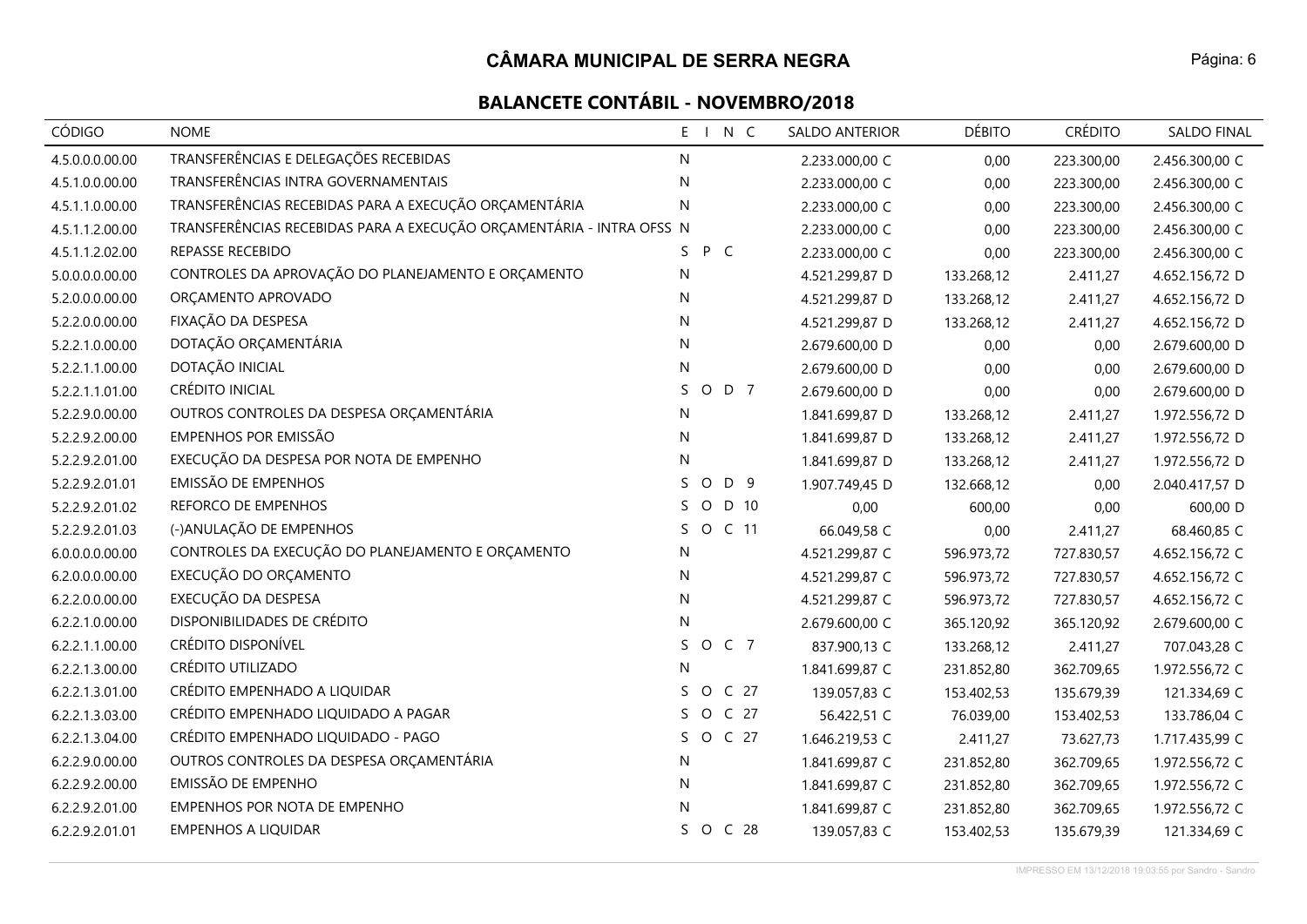# CÂMARA MUNICIPAL DE SERRA NEGRA

## BALANCETE CONTÁBIL - NOVEMBRO/2018

| CÓDIGO | NOME | E | I | N | C | SALDO ANTERIOR | DÉBITO | CRÉDITO | SALDO FINAL |
|---|---|---|---|---|---|---|---|---|---|
| 4.5.0.0.0.00.00 | TRANSFERÊNCIAS E DELEGAÇÕES RECEBIDAS | N | | | | 2.233.000,00 C | 0,00 | 223.300,00 | 2.456.300,00 C |
| 4.5.1.0.0.00.00 | TRANSFERÊNCIAS INTRA GOVERNAMENTAIS | N | | | | 2.233.000,00 C | 0,00 | 223.300,00 | 2.456.300,00 C |
| 4.5.1.1.0.00.00 | TRANSFERÊNCIAS RECEBIDAS PARA A EXECUÇÃO ORÇAMENTÁRIA | N | | | | 2.233.000,00 C | 0,00 | 223.300,00 | 2.456.300,00 C |
| 4.5.1.1.2.00.00 | TRANSFERÊNCIAS RECEBIDAS PARA A EXECUÇÃO ORÇAMENTÁRIA - INTRA OFSS | N | | | | 2.233.000,00 C | 0,00 | 223.300,00 | 2.456.300,00 C |
| 4.5.1.1.2.02.00 | REPASSE RECEBIDO | S | P | C | | 2.233.000,00 C | 0,00 | 223.300,00 | 2.456.300,00 C |
| 5.0.0.0.0.00.00 | CONTROLES DA APROVAÇÃO DO PLANEJAMENTO E ORÇAMENTO | N | | | | 4.521.299,87 D | 133.268,12 | 2.411,27 | 4.652.156,72 D |
| 5.2.0.0.0.00.00 | ORÇAMENTO APROVADO | N | | | | 4.521.299,87 D | 133.268,12 | 2.411,27 | 4.652.156,72 D |
| 5.2.2.0.0.00.00 | FIXAÇÃO DA DESPESA | N | | | | 4.521.299,87 D | 133.268,12 | 2.411,27 | 4.652.156,72 D |
| 5.2.2.1.0.00.00 | DOTAÇÃO ORÇAMENTÁRIA | N | | | | 2.679.600,00 D | 0,00 | 0,00 | 2.679.600,00 D |
| 5.2.2.1.1.00.00 | DOTAÇÃO INICIAL | N | | | | 2.679.600,00 D | 0,00 | 0,00 | 2.679.600,00 D |
| 5.2.2.1.1.01.00 | CRÉDITO INICIAL | S | O | D | 7 | 2.679.600,00 D | 0,00 | 0,00 | 2.679.600,00 D |
| 5.2.2.9.0.00.00 | OUTROS CONTROLES DA DESPESA ORÇAMENTÁRIA | N | | | | 1.841.699,87 D | 133.268,12 | 2.411,27 | 1.972.556,72 D |
| 5.2.2.9.2.00.00 | EMPENHOS POR EMISSÃO | N | | | | 1.841.699,87 D | 133.268,12 | 2.411,27 | 1.972.556,72 D |
| 5.2.2.9.2.01.00 | EXECUÇÃO DA DESPESA POR NOTA DE EMPENHO | N | | | | 1.841.699,87 D | 133.268,12 | 2.411,27 | 1.972.556,72 D |
| 5.2.2.9.2.01.01 | EMISSÃO DE EMPENHOS | S | O | D | 9 | 1.907.749,45 D | 132.668,12 | 0,00 | 2.040.417,57 D |
| 5.2.2.9.2.01.02 | REFORCO DE EMPENHOS | S | O | D | 10 | 0,00 | 600,00 | 0,00 | 600,00 D |
| 5.2.2.9.2.01.03 | (-)ANULAÇÃO DE EMPENHOS | S | O | C | 11 | 66.049,58 C | 0,00 | 2.411,27 | 68.460,85 C |
| 6.0.0.0.0.00.00 | CONTROLES DA EXECUÇÃO DO PLANEJAMENTO E ORÇAMENTO | N | | | | 4.521.299,87 C | 596.973,72 | 727.830,57 | 4.652.156,72 C |
| 6.2.0.0.0.00.00 | EXECUÇÃO DO ORÇAMENTO | N | | | | 4.521.299,87 C | 596.973,72 | 727.830,57 | 4.652.156,72 C |
| 6.2.2.0.0.00.00 | EXECUÇÃO DA DESPESA | N | | | | 4.521.299,87 C | 596.973,72 | 727.830,57 | 4.652.156,72 C |
| 6.2.2.1.0.00.00 | DISPONIBILIDADES DE CRÉDITO | N | | | | 2.679.600,00 C | 365.120,92 | 365.120,92 | 2.679.600,00 C |
| 6.2.2.1.1.00.00 | CRÉDITO DISPONÍVEL | S | O | C | 7 | 837.900,13 C | 133.268,12 | 2.411,27 | 707.043,28 C |
| 6.2.2.1.3.00.00 | CRÉDITO UTILIZADO | N | | | | 1.841.699,87 C | 231.852,80 | 362.709,65 | 1.972.556,72 C |
| 6.2.2.1.3.01.00 | CRÉDITO EMPENHADO A LIQUIDAR | S | O | C | 27 | 139.057,83 C | 153.402,53 | 135.679,39 | 121.334,69 C |
| 6.2.2.1.3.03.00 | CRÉDITO EMPENHADO LIQUIDADO A PAGAR | S | O | C | 27 | 56.422,51 C | 76.039,00 | 153.402,53 | 133.786,04 C |
| 6.2.2.1.3.04.00 | CRÉDITO EMPENHADO LIQUIDADO - PAGO | S | O | C | 27 | 1.646.219,53 C | 2.411,27 | 73.627,73 | 1.717.435,99 C |
| 6.2.2.9.0.00.00 | OUTROS CONTROLES DA DESPESA ORÇAMENTÁRIA | N | | | | 1.841.699,87 C | 231.852,80 | 362.709,65 | 1.972.556,72 C |
| 6.2.2.9.2.00.00 | EMISSÃO DE EMPENHO | N | | | | 1.841.699,87 C | 231.852,80 | 362.709,65 | 1.972.556,72 C |
| 6.2.2.9.2.01.00 | EMPENHOS POR NOTA DE EMPENHO | N | | | | 1.841.699,87 C | 231.852,80 | 362.709,65 | 1.972.556,72 C |
| 6.2.2.9.2.01.01 | EMPENHOS A LIQUIDAR | S | O | C | 28 | 139.057,83 C | 153.402,53 | 135.679,39 | 121.334,69 C |

IMPRESSO EM 13/12/2018 19:03:55 por Sandro - Sandro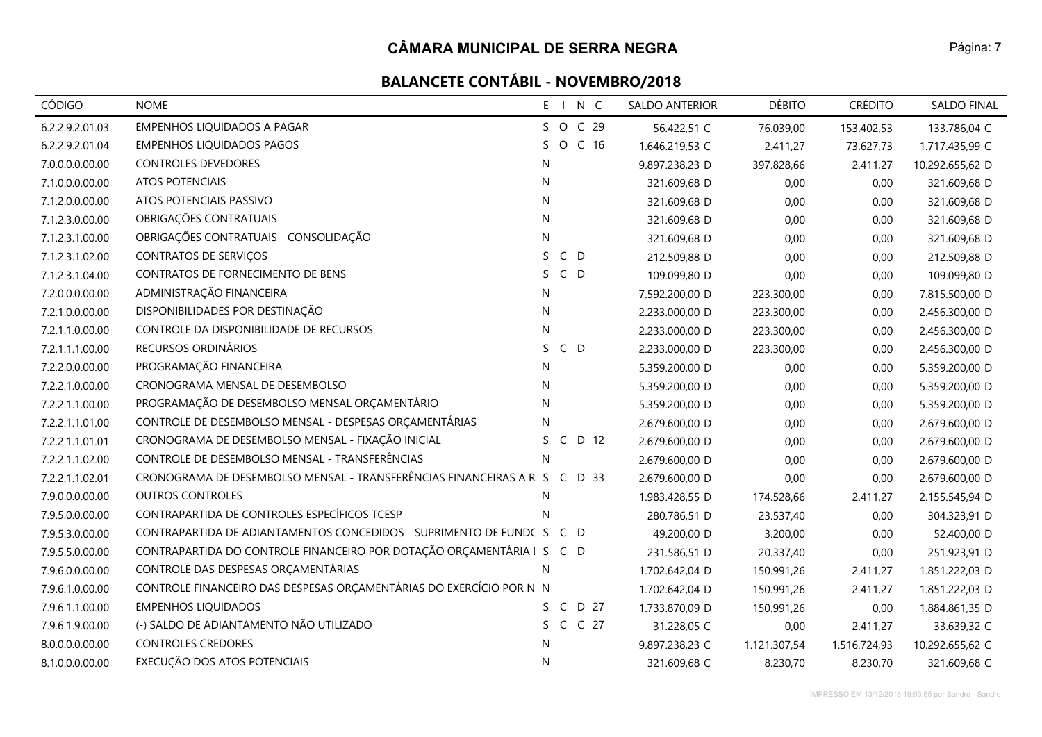# CÂMARA MUNICIPAL DE SERRA NEGRA

## BALANCETE CONTÁBIL - NOVEMBRO/2018

| CÓDIGO | NOME | E | I | N | C | SALDO ANTERIOR | DÉBITO | CRÉDITO | SALDO FINAL |
|---|---|---|---|---|---|---|---|---|---|
| 6.2.2.9.2.01.03 | EMPENHOS LIQUIDADOS A PAGAR | S | O | C | 29 | 56.422,51 C | 76.039,00 | 153.402,53 | 133.786,04 C |
| 6.2.2.9.2.01.04 | EMPENHOS LIQUIDADOS PAGOS | S | O | C | 16 | 1.646.219,53 C | 2.411,27 | 73.627,73 | 1.717.435,99 C |
| 7.0.0.0.0.00.00 | CONTROLES DEVEDORES | N | | | | 9.897.238,23 D | 397.828,66 | 2.411,27 | 10.292.655,62 D |
| 7.1.0.0.0.00.00 | ATOS POTENCIAIS | N | | | | 321.609,68 D | 0,00 | 0,00 | 321.609,68 D |
| 7.1.2.0.0.00.00 | ATOS POTENCIAIS PASSIVO | N | | | | 321.609,68 D | 0,00 | 0,00 | 321.609,68 D |
| 7.1.2.3.0.00.00 | OBRIGAÇÕES CONTRATUAIS | N | | | | 321.609,68 D | 0,00 | 0,00 | 321.609,68 D |
| 7.1.2.3.1.00.00 | OBRIGAÇÕES CONTRATUAIS - CONSOLIDAÇÃO | N | | | | 321.609,68 D | 0,00 | 0,00 | 321.609,68 D |
| 7.1.2.3.1.02.00 | CONTRATOS DE SERVIÇOS | S | C | D | | 212.509,88 D | 0,00 | 0,00 | 212.509,88 D |
| 7.1.2.3.1.04.00 | CONTRATOS DE FORNECIMENTO DE BENS | S | C | D | | 109.099,80 D | 0,00 | 0,00 | 109.099,80 D |
| 7.2.0.0.0.00.00 | ADMINISTRAÇÃO FINANCEIRA | N | | | | 7.592.200,00 D | 223.300,00 | 0,00 | 7.815.500,00 D |
| 7.2.1.0.0.00.00 | DISPONIBILIDADES POR DESTINAÇÃO | N | | | | 2.233.000,00 D | 223.300,00 | 0,00 | 2.456.300,00 D |
| 7.2.1.1.0.00.00 | CONTROLE DA DISPONIBILIDADE DE RECURSOS | N | | | | 2.233.000,00 D | 223.300,00 | 0,00 | 2.456.300,00 D |
| 7.2.1.1.1.00.00 | RECURSOS ORDINÁRIOS | S | C | D | | 2.233.000,00 D | 223.300,00 | 0,00 | 2.456.300,00 D |
| 7.2.2.0.0.00.00 | PROGRAMAÇÃO FINANCEIRA | N | | | | 5.359.200,00 D | 0,00 | 0,00 | 5.359.200,00 D |
| 7.2.2.1.0.00.00 | CRONOGRAMA MENSAL DE DESEMBOLSO | N | | | | 5.359.200,00 D | 0,00 | 0,00 | 5.359.200,00 D |
| 7.2.2.1.1.00.00 | PROGRAMAÇÃO DE DESEMBOLSO MENSAL ORÇAMENTÁRIO | N | | | | 5.359.200,00 D | 0,00 | 0,00 | 5.359.200,00 D |
| 7.2.2.1.1.01.00 | CONTROLE DE DESEMBOLSO MENSAL - DESPESAS ORÇAMENTÁRIAS | N | | | | 2.679.600,00 D | 0,00 | 0,00 | 2.679.600,00 D |
| 7.2.2.1.1.01.01 | CRONOGRAMA DE DESEMBOLSO MENSAL - FIXAÇÃO INICIAL | S | C | D | 12 | 2.679.600,00 D | 0,00 | 0,00 | 2.679.600,00 D |
| 7.2.2.1.1.02.00 | CONTROLE DE DESEMBOLSO MENSAL - TRANSFERÊNCIAS | N | | | | 2.679.600,00 D | 0,00 | 0,00 | 2.679.600,00 D |
| 7.2.2.1.1.02.01 | CRONOGRAMA DE DESEMBOLSO MENSAL - TRANSFERÊNCIAS FINANCEIRAS A R | S | C | D | 33 | 2.679.600,00 D | 0,00 | 0,00 | 2.679.600,00 D |
| 7.9.0.0.0.00.00 | OUTROS CONTROLES | N | | | | 1.983.428,55 D | 174.528,66 | 2.411,27 | 2.155.545,94 D |
| 7.9.5.0.0.00.00 | CONTRAPARTIDA DE CONTROLES ESPECÍFICOS TCESP | N | | | | 280.786,51 D | 23.537,40 | 0,00 | 304.323,91 D |
| 7.9.5.3.0.00.00 | CONTRAPARTIDA DE ADIANTAMENTOS CONCEDIDOS - SUPRIMENTO DE FUNDO | S | C | D | | 49.200,00 D | 3.200,00 | 0,00 | 52.400,00 D |
| 7.9.5.5.0.00.00 | CONTRAPARTIDA DO CONTROLE FINANCEIRO POR DOTAÇÃO ORÇAMENTÁRIA I | S | C | D | | 231.586,51 D | 20.337,40 | 0,00 | 251.923,91 D |
| 7.9.6.0.0.00.00 | CONTROLE DAS DESPESAS ORÇAMENTÁRIAS | N | | | | 1.702.642,04 D | 150.991,26 | 2.411,27 | 1.851.222,03 D |
| 7.9.6.1.0.00.00 | CONTROLE FINANCEIRO DAS DESPESAS ORÇAMENTÁRIAS DO EXERCÍCIO POR N | N | | | | 1.702.642,04 D | 150.991,26 | 2.411,27 | 1.851.222,03 D |
| 7.9.6.1.1.00.00 | EMPENHOS LIQUIDADOS | S | C | D | 27 | 1.733.870,09 D | 150.991,26 | 0,00 | 1.884.861,35 D |
| 7.9.6.1.9.00.00 | (-) SALDO DE ADIANTAMENTO NÃO UTILIZADO | S | C | C | 27 | 31.228,05 C | 0,00 | 2.411,27 | 33.639,32 C |
| 8.0.0.0.0.00.00 | CONTROLES CREDORES | N | | | | 9.897.238,23 C | 1.121.307,54 | 1.516.724,93 | 10.292.655,62 C |
| 8.1.0.0.0.00.00 | EXECUÇÃO DOS ATOS POTENCIAIS | N | | | | 321.609,68 C | 8.230,70 | 8.230,70 | 321.609,68 C |

IMPRESSO EM 13/12/2018 19:03:55 por Sandro - Sandro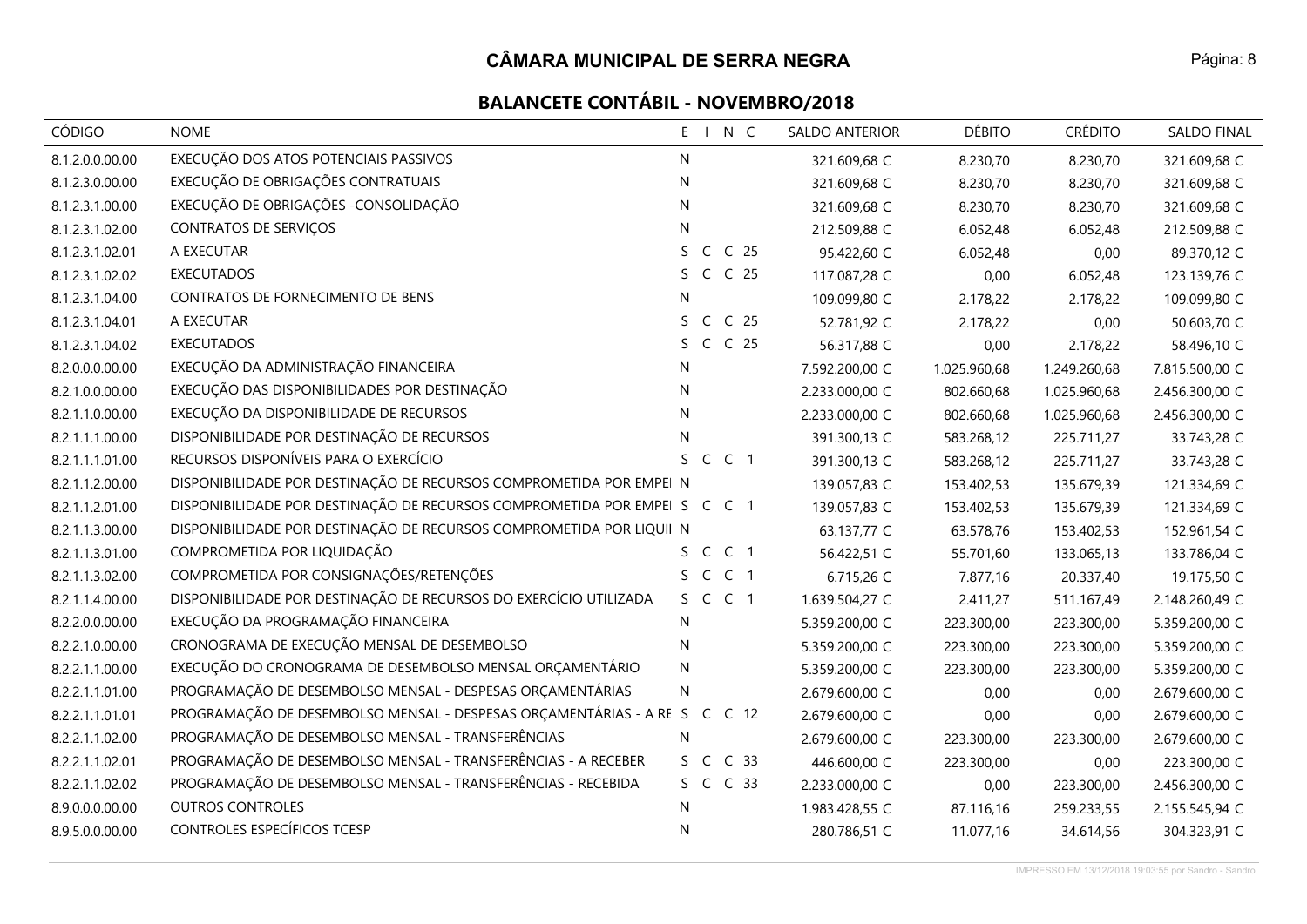# CÂMARA MUNICIPAL DE SERRA NEGRA

## BALANCETE CONTÁBIL - NOVEMBRO/2018

| CÓDIGO | NOME | E | I | N | C | SALDO ANTERIOR | DÉBITO | CRÉDITO | SALDO FINAL |
|---|---|---|---|---|---|---|---|---|---|
| 8.1.2.0.0.00.00 | EXECUÇÃO DOS ATOS POTENCIAIS PASSIVOS | N | | | | 321.609,68 C | 8.230,70 | 8.230,70 | 321.609,68 C |
| 8.1.2.3.0.00.00 | EXECUÇÃO DE OBRIGAÇÕES CONTRATUAIS | N | | | | 321.609,68 C | 8.230,70 | 8.230,70 | 321.609,68 C |
| 8.1.2.3.1.00.00 | EXECUÇÃO DE OBRIGAÇÕES -CONSOLIDAÇÃO | N | | | | 321.609,68 C | 8.230,70 | 8.230,70 | 321.609,68 C |
| 8.1.2.3.1.02.00 | CONTRATOS DE SERVIÇOS | N | | | | 212.509,88 C | 6.052,48 | 6.052,48 | 212.509,88 C |
| 8.1.2.3.1.02.01 | A EXECUTAR | S | C | C | 25 | 95.422,60 C | 6.052,48 | 0,00 | 89.370,12 C |
| 8.1.2.3.1.02.02 | EXECUTADOS | S | C | C | 25 | 117.087,28 C | 0,00 | 6.052,48 | 123.139,76 C |
| 8.1.2.3.1.04.00 | CONTRATOS DE FORNECIMENTO DE BENS | N | | | | 109.099,80 C | 2.178,22 | 2.178,22 | 109.099,80 C |
| 8.1.2.3.1.04.01 | A EXECUTAR | S | C | C | 25 | 52.781,92 C | 2.178,22 | 0,00 | 50.603,70 C |
| 8.1.2.3.1.04.02 | EXECUTADOS | S | C | C | 25 | 56.317,88 C | 0,00 | 2.178,22 | 58.496,10 C |
| 8.2.0.0.0.00.00 | EXECUÇÃO DA ADMINISTRAÇÃO FINANCEIRA | N | | | | 7.592.200,00 C | 1.025.960,68 | 1.249.260,68 | 7.815.500,00 C |
| 8.2.1.0.0.00.00 | EXECUÇÃO DAS DISPONIBILIDADES POR DESTINAÇÃO | N | | | | 2.233.000,00 C | 802.660,68 | 1.025.960,68 | 2.456.300,00 C |
| 8.2.1.1.0.00.00 | EXECUÇÃO DA DISPONIBILIDADE DE RECURSOS | N | | | | 2.233.000,00 C | 802.660,68 | 1.025.960,68 | 2.456.300,00 C |
| 8.2.1.1.1.00.00 | DISPONIBILIDADE POR DESTINAÇÃO DE RECURSOS | N | | | | 391.300,13 C | 583.268,12 | 225.711,27 | 33.743,28 C |
| 8.2.1.1.1.01.00 | RECURSOS DISPONÍVEIS PARA O EXERCÍCIO | S | C | C | 1 | 391.300,13 C | 583.268,12 | 225.711,27 | 33.743,28 C |
| 8.2.1.1.2.00.00 | DISPONIBILIDADE POR DESTINAÇÃO DE RECURSOS COMPROMETIDA POR EMPEI | N | | | | 139.057,83 C | 153.402,53 | 135.679,39 | 121.334,69 C |
| 8.2.1.1.2.01.00 | DISPONIBILIDADE POR DESTINAÇÃO DE RECURSOS COMPROMETIDA POR EMPEI | S | C | C | 1 | 139.057,83 C | 153.402,53 | 135.679,39 | 121.334,69 C |
| 8.2.1.1.3.00.00 | DISPONIBILIDADE POR DESTINAÇÃO DE RECURSOS COMPROMETIDA POR LIQUII | N | | | | 63.137,77 C | 63.578,76 | 153.402,53 | 152.961,54 C |
| 8.2.1.1.3.01.00 | COMPROMETIDA POR LIQUIDAÇÃO | S | C | C | 1 | 56.422,51 C | 55.701,60 | 133.065,13 | 133.786,04 C |
| 8.2.1.1.3.02.00 | COMPROMETIDA POR CONSIGNAÇÕES/RETENÇÕES | S | C | C | 1 | 6.715,26 C | 7.877,16 | 20.337,40 | 19.175,50 C |
| 8.2.1.1.4.00.00 | DISPONIBILIDADE POR DESTINAÇÃO DE RECURSOS DO EXERCÍCIO UTILIZADA | S | C | C | 1 | 1.639.504,27 C | 2.411,27 | 511.167,49 | 2.148.260,49 C |
| 8.2.2.0.0.00.00 | EXECUÇÃO DA PROGRAMAÇÃO FINANCEIRA | N | | | | 5.359.200,00 C | 223.300,00 | 223.300,00 | 5.359.200,00 C |
| 8.2.2.1.0.00.00 | CRONOGRAMA DE EXECUÇÃO MENSAL DE DESEMBOLSO | N | | | | 5.359.200,00 C | 223.300,00 | 223.300,00 | 5.359.200,00 C |
| 8.2.2.1.1.00.00 | EXECUÇÃO DO CRONOGRAMA DE DESEMBOLSO MENSAL ORÇAMENTÁRIO | N | | | | 5.359.200,00 C | 223.300,00 | 223.300,00 | 5.359.200,00 C |
| 8.2.2.1.1.01.00 | PROGRAMAÇÃO DE DESEMBOLSO MENSAL - DESPESAS ORÇAMENTÁRIAS | N | | | | 2.679.600,00 C | 0,00 | 0,00 | 2.679.600,00 C |
| 8.2.2.1.1.01.01 | PROGRAMAÇÃO DE DESEMBOLSO MENSAL - DESPESAS ORÇAMENTÁRIAS - A RE | S | C | C | 12 | 2.679.600,00 C | 0,00 | 0,00 | 2.679.600,00 C |
| 8.2.2.1.1.02.00 | PROGRAMAÇÃO DE DESEMBOLSO MENSAL - TRANSFERÊNCIAS | N | | | | 2.679.600,00 C | 223.300,00 | 223.300,00 | 2.679.600,00 C |
| 8.2.2.1.1.02.01 | PROGRAMAÇÃO DE DESEMBOLSO MENSAL - TRANSFERÊNCIAS - A RECEBER | S | C | C | 33 | 446.600,00 C | 223.300,00 | 0,00 | 223.300,00 C |
| 8.2.2.1.1.02.02 | PROGRAMAÇÃO DE DESEMBOLSO MENSAL - TRANSFERÊNCIAS - RECEBIDA | S | C | C | 33 | 2.233.000,00 C | 0,00 | 223.300,00 | 2.456.300,00 C |
| 8.9.0.0.0.00.00 | OUTROS CONTROLES | N | | | | 1.983.428,55 C | 87.116,16 | 259.233,55 | 2.155.545,94 C |
| 8.9.5.0.0.00.00 | CONTROLES ESPECÍFICOS TCESP | N | | | | 280.786,51 C | 11.077,16 | 34.614,56 | 304.323,91 C |

IMPRESSO EM 13/12/2018 19:03:55 por Sandro - Sandro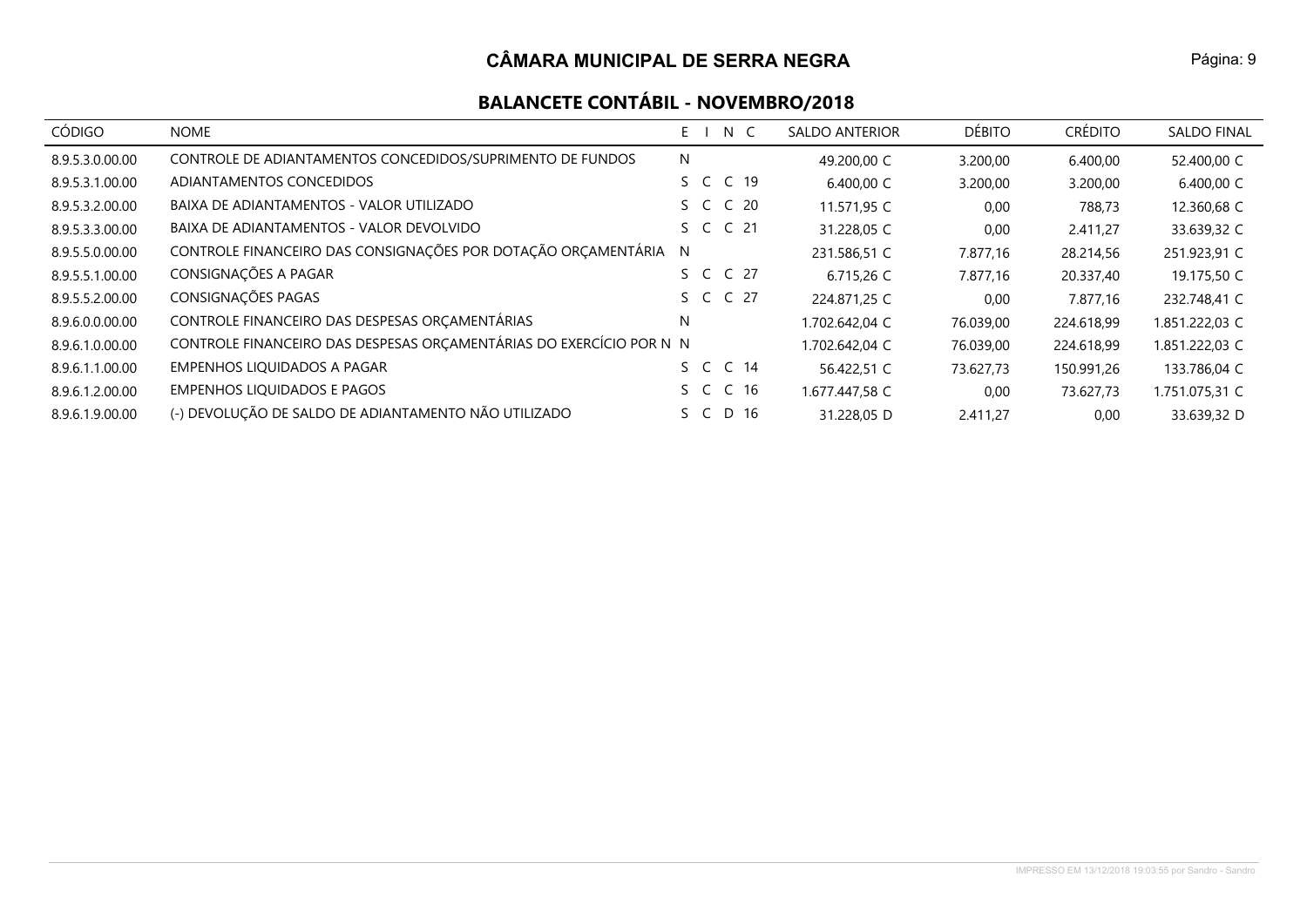# CÂMARA MUNICIPAL DE SERRA NEGRA

## BALANCETE CONTÁBIL - NOVEMBRO/2018

| CÓDIGO | NOME | E | I | N | C | SALDO ANTERIOR | DÉBITO | CRÉDITO | SALDO FINAL |
|---|---|---|---|---|---|---|---|---|---|
| 8.9.5.3.0.00.00 | CONTROLE DE ADIANTAMENTOS CONCEDIDOS/SUPRIMENTO DE FUNDOS | N | | | | 49.200,00 C | 3.200,00 | 6.400,00 | 52.400,00 C |
| 8.9.5.3.1.00.00 | ADIANTAMENTOS CONCEDIDOS | S | C | C | 19 | 6.400,00 C | 3.200,00 | 3.200,00 | 6.400,00 C |
| 8.9.5.3.2.00.00 | BAIXA DE ADIANTAMENTOS - VALOR UTILIZADO | S | C | C | 20 | 11.571,95 C | 0,00 | 788,73 | 12.360,68 C |
| 8.9.5.3.3.00.00 | BAIXA DE ADIANTAMENTOS - VALOR DEVOLVIDO | S | C | C | 21 | 31.228,05 C | 0,00 | 2.411,27 | 33.639,32 C |
| 8.9.5.5.0.00.00 | CONTROLE FINANCEIRO DAS CONSIGNAÇÕES POR DOTAÇÃO ORÇAMENTÁRIA | N | | | | 231.586,51 C | 7.877,16 | 28.214,56 | 251.923,91 C |
| 8.9.5.5.1.00.00 | CONSIGNAÇÕES A PAGAR | S | C | C | 27 | 6.715,26 C | 7.877,16 | 20.337,40 | 19.175,50 C |
| 8.9.5.5.2.00.00 | CONSIGNAÇÕES PAGAS | S | C | C | 27 | 224.871,25 C | 0,00 | 7.877,16 | 232.748,41 C |
| 8.9.6.0.0.00.00 | CONTROLE FINANCEIRO DAS DESPESAS ORÇAMENTÁRIAS | N | | | | 1.702.642,04 C | 76.039,00 | 224.618,99 | 1.851.222,03 C |
| 8.9.6.1.0.00.00 | CONTROLE FINANCEIRO DAS DESPESAS ORÇAMENTÁRIAS DO EXERCÍCIO POR N | N | | | | 1.702.642,04 C | 76.039,00 | 224.618,99 | 1.851.222,03 C |
| 8.9.6.1.1.00.00 | EMPENHOS LIQUIDADOS A PAGAR | S | C | C | 14 | 56.422,51 C | 73.627,73 | 150.991,26 | 133.786,04 C |
| 8.9.6.1.2.00.00 | EMPENHOS LIQUIDADOS E PAGOS | S | C | C | 16 | 1.677.447,58 C | 0,00 | 73.627,73 | 1.751.075,31 C |
| 8.9.6.1.9.00.00 | (-) DEVOLUÇÃO DE SALDO DE ADIANTAMENTO NÃO UTILIZADO | S | C | D | 16 | 31.228,05 D | 2.411,27 | 0,00 | 33.639,32 D |

IMPRESSO EM 13/12/2018 19:03:55 por Sandro - Sandro